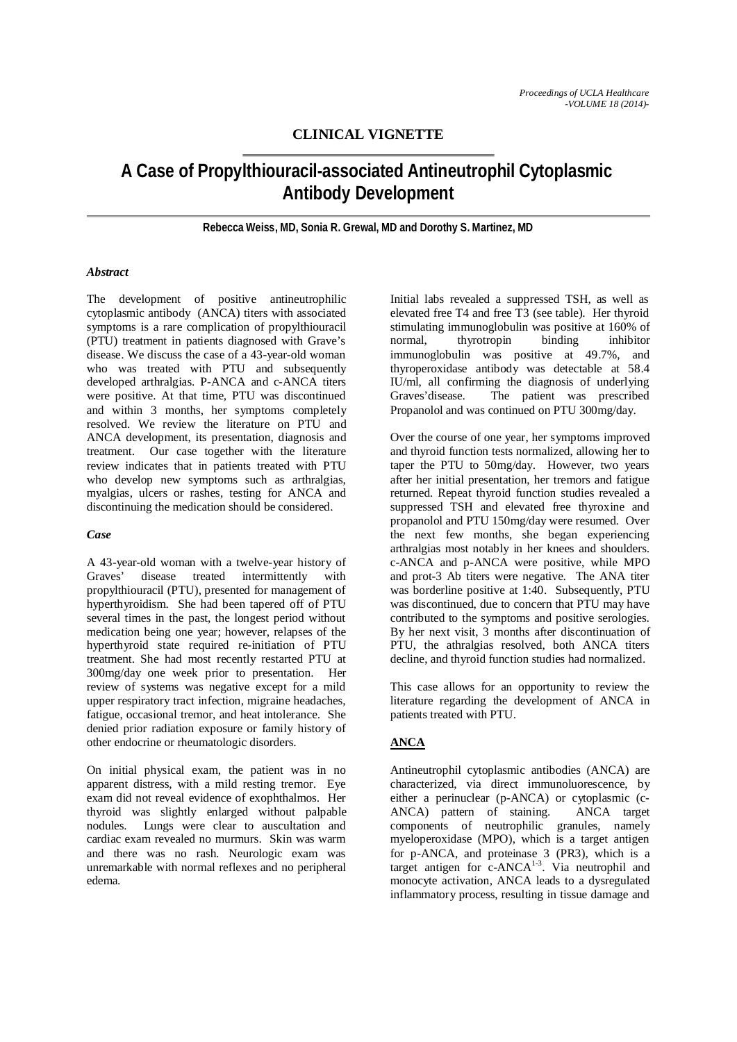**CLINICAL VIGNETTE**

# A Case of Propylthiouracil-associated Antineutrophil Cytoplasmic Antibody Development

**Rebecca Weiss, MD, Sonia R. Grewal, MD and Dorothy S. Martinez, MD**

### *Abstract*

The development of positive antineutrophilic cytoplasmic antibody (ANCA) titers with associated symptoms is a rare complication of propylthiouracil (PTU) treatment in patients diagnosed with Grave's disease. We discuss the case of a 43-year-old woman who was treated with PTU and subsequently developed arthralgias. P-ANCA and c-ANCA titers were positive. At that time, PTU was discontinued and within 3 months, her symptoms completely resolved. We review the literature on PTU and ANCA development, its presentation, diagnosis and treatment. Our case together with the literature review indicates that in patients treated with PTU who develop new symptoms such as arthralgias, myalgias, ulcers or rashes, testing for ANCA and discontinuing the medication should be considered.

### *Case*

A 43-year-old woman with a twelve-year history of Graves' disease treated intermittently with propylthiouracil (PTU), presented for management of hyperthyroidism. She had been tapered off of PTU several times in the past, the longest period without medication being one year; however, relapses of the hyperthyroid state required re-initiation of PTU treatment. She had most recently restarted PTU at 300mg/day one week prior to presentation. Her review of systems was negative except for a mild upper respiratory tract infection, migraine headaches, fatigue, occasional tremor, and heat intolerance. She denied prior radiation exposure or family history of other endocrine or rheumatologic disorders.

On initial physical exam, the patient was in no apparent distress, with a mild resting tremor. Eye exam did not reveal evidence of exophthalmos. Her thyroid was slightly enlarged without palpable nodules. Lungs were clear to auscultation and cardiac exam revealed no murmurs. Skin was warm and there was no rash. Neurologic exam was unremarkable with normal reflexes and no peripheral edema.

Initial labs revealed a suppressed TSH, as well as elevated free T4 and free T3 (see table). Her thyroid stimulating immunoglobulin was positive at 160% of normal, thyrotropin binding inhibitor immunoglobulin was positive at 49.7%, and thyroperoxidase antibody was detectable at 58.4 IU/ml, all confirming the diagnosis of underlying Graves'disease. The patient was prescribed Propanolol and was continued on PTU 300mg/day.

Over the course of one year, her symptoms improved and thyroid function tests normalized, allowing her to taper the PTU to 50mg/day. However, two years after her initial presentation, her tremors and fatigue returned. Repeat thyroid function studies revealed a suppressed TSH and elevated free thyroxine and propanolol and PTU 150mg/day were resumed. Over the next few months, she began experiencing arthralgias most notably in her knees and shoulders. c-ANCA and p-ANCA were positive, while MPO and prot-3 Ab titers were negative. The ANA titer was borderline positive at 1:40. Subsequently, PTU was discontinued, due to concern that PTU may have contributed to the symptoms and positive serologies. By her next visit, 3 months after discontinuation of PTU, the athralgias resolved, both ANCA titers decline, and thyroid function studies had normalized.

This case allows for an opportunity to review the literature regarding the development of ANCA in patients treated with PTU.

## ANCA

Antineutrophil cytoplasmic antibodies (ANCA) are characterized, via direct immunoluorescence, by either a perinuclear (p-ANCA) or cytoplasmic (c-ANCA) pattern of staining. ANCA target components of neutrophilic granules, namely myeloperoxidase (MPO), which is a target antigen for p-ANCA, and proteinase 3 (PR3), which is a target antigen for c-ANCA[1-3]. Via neutrophil and monocyte activation, ANCA leads to a dysregulated inflammatory process, resulting in tissue damage and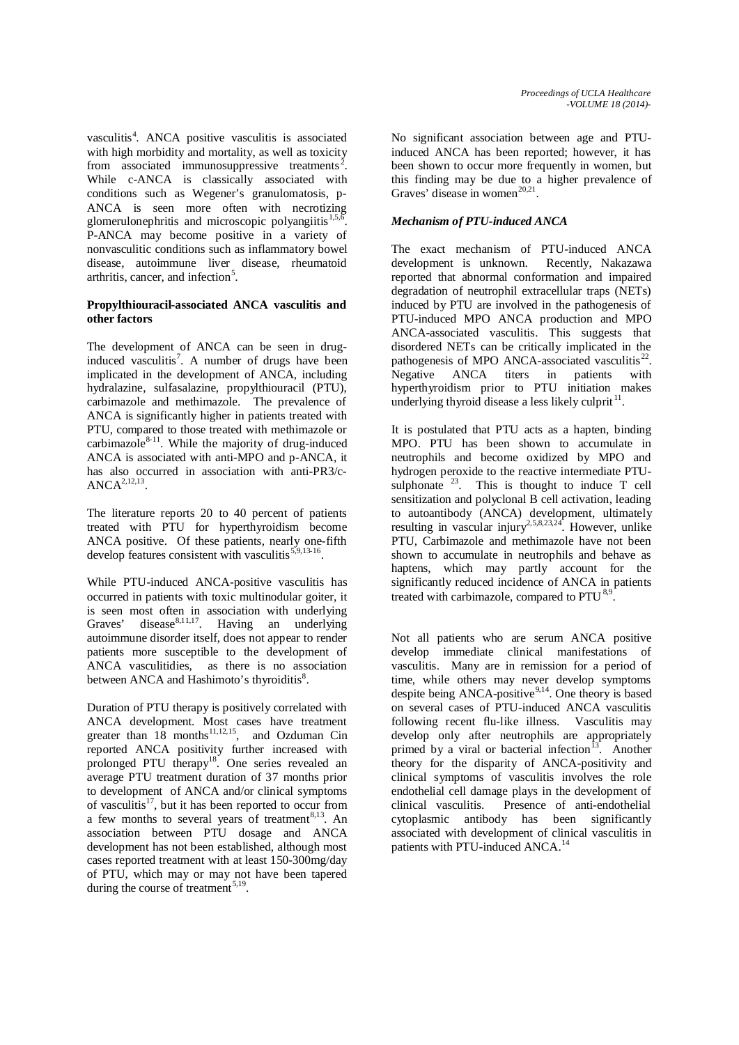vasculitis[4]. ANCA positive vasculitis is associated with high morbidity and mortality, as well as toxicity from associated immunosuppressive treatments[2]. While c-ANCA is classically associated with conditions such as Wegener's granulomatosis, p-ANCA is seen more often with necrotizing glomerulonephritis and microscopic polyangiitis[1,5,6]. P-ANCA may become positive in a variety of nonvasculitic conditions such as inflammatory bowel disease, autoimmune liver disease, rheumatoid arthritis, cancer, and infection[5].

**Propylthiouracil-associated ANCA vasculitis and other factors**

The development of ANCA can be seen in drug-induced vasculitis[7]. A number of drugs have been implicated in the development of ANCA, including hydralazine, sulfasalazine, propylthiouracil (PTU), carbimazole and methimazole. The prevalence of ANCA is significantly higher in patients treated with PTU, compared to those treated with methimazole or carbimazole[8-11]. While the majority of drug-induced ANCA is associated with anti-MPO and p-ANCA, it has also occurred in association with anti-PR3/c-ANCA[2,12,13].

The literature reports 20 to 40 percent of patients treated with PTU for hyperthyroidism become ANCA positive. Of these patients, nearly one-fifth develop features consistent with vasculitis[5,9,13-16].

While PTU-induced ANCA-positive vasculitis has occurred in patients with toxic multinodular goiter, it is seen most often in association with underlying Graves' disease[8,11,17]. Having an underlying autoimmune disorder itself, does not appear to render patients more susceptible to the development of ANCA vasculitides, as there is no association between ANCA and Hashimoto's thyroiditis[8].

Duration of PTU therapy is positively correlated with ANCA development. Most cases have treatment greater than 18 months[11,12,15], and Ozduman Cin reported ANCA positivity further increased with prolonged PTU therapy[18]. One series revealed an average PTU treatment duration of 37 months prior to development of ANCA and/or clinical symptoms of vasculitis[17], but it has been reported to occur from a few months to several years of treatment[8,13]. An association between PTU dosage and ANCA development has not been established, although most cases reported treatment with at least 150-300mg/day of PTU, which may or may not have been tapered during the course of treatment[5,19].

No significant association between age and PTU-induced ANCA has been reported; however, it has been shown to occur more frequently in women, but this finding may be due to a higher prevalence of Graves' disease in women[20,21].

***Mechanism of PTU-induced ANCA***

The exact mechanism of PTU-induced ANCA development is unknown. Recently, Nakazawa reported that abnormal conformation and impaired degradation of neutrophil extracellular traps (NETs) induced by PTU are involved in the pathogenesis of PTU-induced MPO ANCA production and MPO ANCA-associated vasculitis. This suggests that disordered NETs can be critically implicated in the pathogenesis of MPO ANCA-associated vasculitis[22]. Negative ANCA titers in patients with hyperthyroidism prior to PTU initiation makes underlying thyroid disease a less likely culprit[11].

It is postulated that PTU acts as a hapten, binding MPO. PTU has been shown to accumulate in neutrophils and become oxidized by MPO and hydrogen peroxide to the reactive intermediate PTU-sulphonate [23]. This is thought to induce T cell sensitization and polyclonal B cell activation, leading to autoantibody (ANCA) development, ultimately resulting in vascular injury[2,5,8,23,24]. However, unlike PTU, Carbimazole and methimazole have not been shown to accumulate in neutrophils and behave as haptens, which may partly account for the significantly reduced incidence of ANCA in patients treated with carbimazole, compared to PTU[8,9].

Not all patients who are serum ANCA positive develop immediate clinical manifestations of vasculitis. Many are in remission for a period of time, while others may never develop symptoms despite being ANCA-positive[9,14]. One theory is based on several cases of PTU-induced ANCA vasculitis following recent flu-like illness. Vasculitis may develop only after neutrophils are appropriately primed by a viral or bacterial infection[13]. Another theory for the disparity of ANCA-positivity and clinical symptoms of vasculitis involves the role endothelial cell damage plays in the development of clinical vasculitis. Presence of anti-endothelial cytoplasmic antibody has been significantly associated with development of clinical vasculitis in patients with PTU-induced ANCA.[14]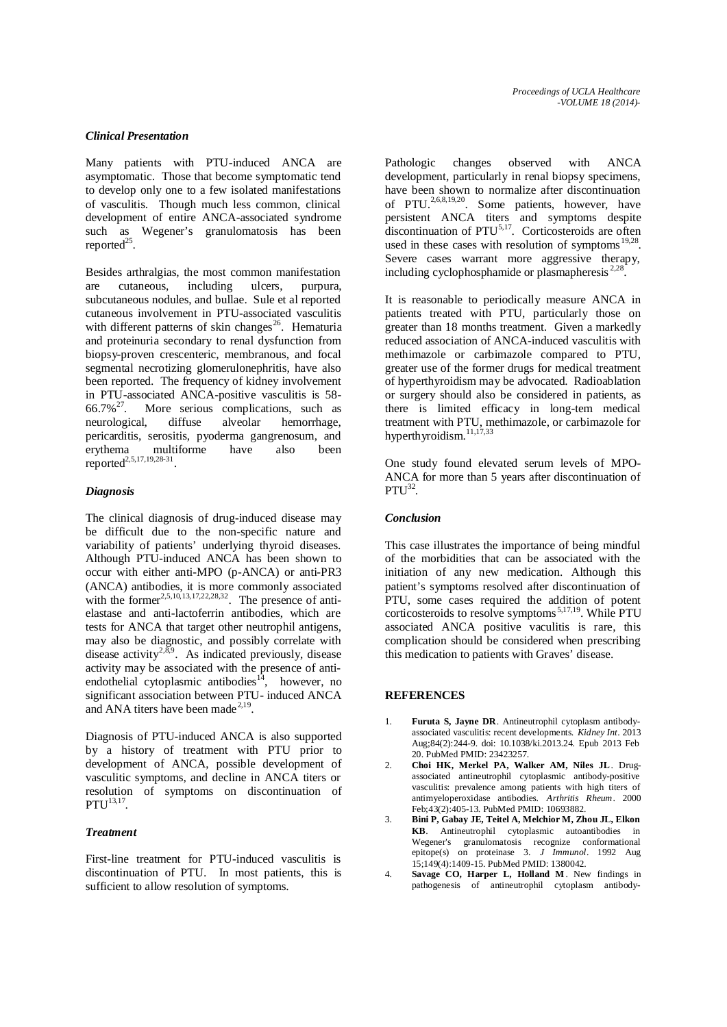### *Clinical Presentation*

Many patients with PTU-induced ANCA are asymptomatic. Those that become symptomatic tend to develop only one to a few isolated manifestations of vasculitis. Though much less common, clinical development of entire ANCA-associated syndrome such as Wegener's granulomatosis has been reported[25].

Besides arthralgias, the most common manifestation are cutaneous, including ulcers, purpura, subcutaneous nodules, and bullae. Sule et al reported cutaneous involvement in PTU-associated vasculitis with different patterns of skin changes[26]. Hematuria and proteinuria secondary to renal dysfunction from biopsy-proven crescenteric, membranous, and focal segmental necrotizing glomerulonephritis, have also been reported. The frequency of kidney involvement in PTU-associated ANCA-positive vasculitis is 58-66.7%[27]. More serious complications, such as neurological, diffuse alveolar hemorrhage, pericarditis, serositis, pyoderma gangrenosum, and erythema multiforme have also been reported[2,5,17,19,28-31].

### *Diagnosis*

The clinical diagnosis of drug-induced disease may be difficult due to the non-specific nature and variability of patients' underlying thyroid diseases. Although PTU-induced ANCA has been shown to occur with either anti-MPO (p-ANCA) or anti-PR3 (ANCA) antibodies, it is more commonly associated with the former[2,5,10,13,17,22,28,32]. The presence of anti-elastase and anti-lactoferrin antibodies, which are tests for ANCA that target other neutrophil antigens, may also be diagnostic, and possibly correlate with disease activity[2,8,9]. As indicated previously, disease activity may be associated with the presence of anti-endothelial cytoplasmic antibodies[14], however, no significant association between PTU- induced ANCA and ANA titers have been made[2,19].

Diagnosis of PTU-induced ANCA is also supported by a history of treatment with PTU prior to development of ANCA, possible development of vasculitic symptoms, and decline in ANCA titers or resolution of symptoms on discontinuation of PTU[13,17].

### *Treatment*

First-line treatment for PTU-induced vasculitis is discontinuation of PTU. In most patients, this is sufficient to allow resolution of symptoms.

Pathologic changes observed with ANCA development, particularly in renal biopsy specimens, have been shown to normalize after discontinuation of PTU.[2,6,8,19,20]. Some patients, however, have persistent ANCA titers and symptoms despite discontinuation of PTU[5,17]. Corticosteroids are often used in these cases with resolution of symptoms[19,28]. Severe cases warrant more aggressive therapy, including cyclophosphamide or plasmapheresis[2,28].

It is reasonable to periodically measure ANCA in patients treated with PTU, particularly those on greater than 18 months treatment. Given a markedly reduced association of ANCA-induced vasculitis with methimazole or carbimazole compared to PTU, greater use of the former drugs for medical treatment of hyperthyroidism may be advocated. Radioablation or surgery should also be considered in patients, as there is limited efficacy in long-tem medical treatment with PTU, methimazole, or carbimazole for hyperthyroidism.[11,17,33]

One study found elevated serum levels of MPO-ANCA for more than 5 years after discontinuation of PTU[32].

### *Conclusion*

This case illustrates the importance of being mindful of the morbidities that can be associated with the initiation of any new medication. Although this patient's symptoms resolved after discontinuation of PTU, some cases required the addition of potent corticosteroids to resolve symptoms[5,17,19]. While PTU associated ANCA positive vaculitis is rare, this complication should be considered when prescribing this medication to patients with Graves' disease.

## REFERENCES

1. **Furuta S, Jayne DR**. Antineutrophil cytoplasm antibody-associated vasculitis: recent developments. *Kidney Int*. 2013 Aug;84(2):244-9. doi: 10.1038/ki.2013.24. Epub 2013 Feb 20. PubMed PMID: 23423257.
2. **Choi HK, Merkel PA, Walker AM, Niles JL**. Drug-associated antineutrophil cytoplasmic antibody-positive vasculitis: prevalence among patients with high titers of antimyeloperoxidase antibodies. *Arthritis Rheum*. 2000 Feb;43(2):405-13. PubMed PMID: 10693882.
3. **Bini P, Gabay JE, Teitel A, Melchior M, Zhou JL, Elkon KB**. Antineutrophil cytoplasmic autoantibodies in Wegener's granulomatosis recognize conformational epitope(s) on proteinase 3. *J Immunol*. 1992 Aug 15;149(4):1409-15. PubMed PMID: 1380042.
4. **Savage CO, Harper L, Holland M**. New findings in pathogenesis of antineutrophil cytoplasm antibody-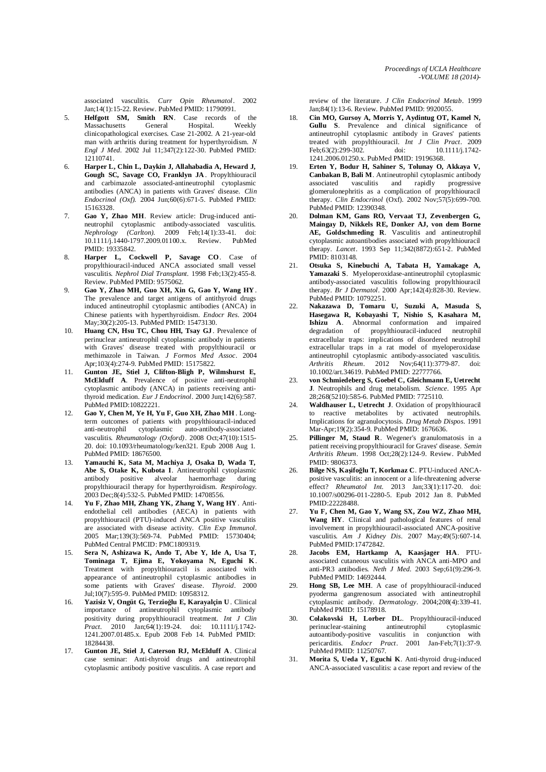associated vasculitis. *Curr Opin Rheumatol*. 2002 Jan;14(1):15-22. Review. PubMed PMID: 11790991.

5. **Helfgott SM, Smith RN**. Case records of the Massachusetts General Hospital. Weekly clinicopathological exercises. Case 21-2002. A 21-year-old man with arthritis during treatment for hyperthyroidism. *N Engl J Med*. 2002 Jul 11;347(2):122-30. PubMed PMID: 12110741.
6. **Harper L, Chin L, Daykin J, Allahabadia A, Heward J, Gough SC, Savage CO, Franklyn JA**. Propylthiouracil and carbimazole associated-antineutrophil cytoplasmic antibodies (ANCA) in patients with Graves' disease. *Clin Endocrinol (Oxf)*. 2004 Jun;60(6):671-5. PubMed PMID: 15163328.
7. **Gao Y, Zhao MH**. Review article: Drug-induced anti-neutrophil cytoplasmic antibody-associated vasculitis. *Nephrology (Carlton)*. 2009 Feb;14(1):33-41. doi: 10.1111/j.1440-1797.2009.01100.x. Review. PubMed PMID: 19335842.
8. **Harper L, Cockwell P, Savage CO**. Case of propylthiouracil-induced ANCA associated small vessel vasculitis. *Nephrol Dial Transplant*. 1998 Feb;13(2):455-8. Review. PubMed PMID: 9575062.
9. **Gao Y, Zhao MH, Guo XH, Xin G, Gao Y, Wang HY**. The prevalence and target antigens of antithyroid drugs induced antineutrophil cytoplasmic antibodies (ANCA) in Chinese patients with hyperthyroidism. *Endocr Res*. 2004 May;30(2):205-13. PubMed PMID: 15473130.
10. **Huang CN, Hsu TC, Chou HH, Tsay GJ**. Prevalence of perinuclear antineutrophil cytoplasmic antibody in patients with Graves' disease treated with propylthiouracil or methimazole in Taiwan. *J Formos Med Assoc*. 2004 Apr;103(4):274-9. PubMed PMID: 15175822.
11. **Gunton JE, Stiel J, Clifton-Bligh P, Wilmshurst E, McElduff A**. Prevalence of positive anti-neutrophil cytoplasmic antibody (ANCA) in patients receiving anti-thyroid medication. *Eur J Endocrinol*. 2000 Jun;142(6):587. PubMed PMID:10822221.
12. **Gao Y, Chen M, Ye H, Yu F, Guo XH, Zhao MH**. Long-term outcomes of patients with propylthiouracil-induced anti-neutrophil cytoplasmic auto-antibody-associated vasculitis. *Rheumatology (Oxford)*. 2008 Oct;47(10):1515-20. doi: 10.1093/rheumatology/ken321. Epub 2008 Aug 1. PubMed PMID: 18676500.
13. **Yamauchi K, Sata M, Machiya J, Osaka D, Wada T, Abe S, Otake K, Kubota I**. Antineutrophil cytoplasmic antibody positive alveolar haemorrhage during propylthiouracil therapy for hyperthyroidism. *Respirology*. 2003 Dec;8(4):532-5. PubMed PMID: 14708556.
14. **Yu F, Zhao MH, Zhang YK, Zhang Y, Wang HY**. Anti-endothelial cell antibodies (AECA) in patients with propylthiouracil (PTU)-induced ANCA positive vasculitis are associated with disease activity. *Clin Exp Immunol*. 2005 Mar;139(3):569-74. PubMed PMID: 15730404; PubMed Central PMCID: PMC1809319.
15. **Sera N, Ashizawa K, Ando T, Abe Y, Ide A, Usa T, Tominaga T, Ejima E, Yokoyama N, Eguchi K**. Treatment with propylthiouracil is associated with appearance of antineutrophil cytoplasmic antibodies in some patients with Graves' disease. *Thyroid*. 2000 Jul;10(7):595-9. PubMed PMID: 10958312.
16. **Yazisiz V, Ongüt G, Terzioğlu E, Karayalçin U**. Clinical importance of antineutrophil cytoplasmic antibody positivity during propylthiouracil treatment. *Int J Clin Pract*. 2010 Jan;64(1):19-24. doi: 10.1111/j.1742-1241.2007.01485.x. Epub 2008 Feb 14. PubMed PMID: 18284438.
17. **Gunton JE, Stiel J, Caterson RJ, McElduff A**. Clinical case seminar: Anti-thyroid drugs and antineutrophil cytoplasmic antibody positive vasculitis. A case report and review of the literature. *J Clin Endocrinol Metab*. 1999 Jan;84(1):13-6. Review. PubMed PMID: 9920055.
18. **Cin MO, Gursoy A, Morris Y, Aydintug OT, Kamel N, Gullu S**. Prevalence and clinical significance of antineutrophil cytoplasmic antibody in Graves' patients treated with propylthiouracil. *Int J Clin Pract*. 2009 Feb;63(2):299-302. doi: 10.1111/j.1742-1241.2006.01250.x. PubMed PMID: 19196368.
19. **Erten Y, Bodur H, Sahiner S, Tolunay O, Akkaya V, Canbakan B, Bali M**. Antineutrophil cytoplasmic antibody associated vasculitis and rapidly progressive glomerulonephritis as a complication of propylthiouracil therapy. *Clin Endocrinol* (Oxf). 2002 Nov;57(5):699-700. PubMed PMID: 12390348.
20. **Dolman KM, Gans RO, Vervaat TJ, Zevenbergen G, Maingay D, Nikkels RE, Donker AJ, von dem Borne AE, Goldschmeding R**. Vasculitis and antineutrophil cytoplasmic autoantibodies associated with propylthiouracil therapy. *Lancet*. 1993 Sep 11;342(8872):651-2. PubMed PMID: 8103148.
21. **Otsuka S, Kinebuchi A, Tabata H, Yamakage A, Yamazaki S**. Myeloperoxidase-antineutrophil cytoplasmic antibody-associated vasculitis following propylthiouracil therapy. *Br J Dermatol*. 2000 Apr;142(4):828-30. Review. PubMed PMID: 10792251.
22. **Nakazawa D, Tomaru U, Suzuki A, Masuda S, Hasegawa R, Kobayashi T, Nishio S, Kasahara M, Ishizu A**. Abnormal conformation and impaired degradation of propylthiouracil-induced neutrophil extracellular traps: implications of disordered neutrophil extracellular traps in a rat model of myeloperoxidase antineutrophil cytoplasmic antibody-associated vasculitis. *Arthritis Rheum*. 2012 Nov;64(11):3779-87. doi: 10.1002/art.34619. PubMed PMID: 22777766.
23. **von Schmiedeberg S, Goebel C, Gleichmann E, Uetrecht J**. Neutrophils and drug metabolism. *Science*. 1995 Apr 28;268(5210):585-6. PubMed PMID: 7725110.
24. **Waldhauser L, Uetrecht J**. Oxidation of propylthiouracil to reactive metabolites by activated neutrophils. Implications for agranulocytosis. *Drug Metab Dispos*. 1991 Mar-Apr;19(2):354-9. PubMed PMID: 1676636.
25. **Pillinger M, Staud R**. Wegener's granulomatosis in a patient receiving propylthiouracil for Graves' disease. *Semin Arthritis Rheum*. 1998 Oct;28(2):124-9. Review. PubMed PMID: 9806373.
26. **Bilge NS, Kaşifoğlu T, Korkmaz C**. PTU-induced ANCA-positive vasculitis: an innocent or a life-threatening adverse effect? *Rheumatol Int*. 2013 Jan;33(1):117-20. doi: 10.1007/s00296-011-2280-5. Epub 2012 Jan 8. PubMed PMID:22228488.
27. **Yu F, Chen M, Gao Y, Wang SX, Zou WZ, Zhao MH, Wang HY**. Clinical and pathological features of renal involvement in propylthiouracil-associated ANCA-positive vasculitis. *Am J Kidney Dis*. 2007 May;49(5):607-14. PubMed PMID:17472842.
28. **Jacobs EM, Hartkamp A, Kaasjager HA**. PTU-associated cutaneous vasculitis with ANCA anti-MPO and anti-PR3 antibodies. *Neth J Med*. 2003 Sep;61(9):296-9. PubMed PMID: 14692444.
29. **Hong SB, Lee MH**. A case of propylthiouracil-induced pyoderma gangrenosum associated with antineutrophil cytoplasmic antibody. *Dermatology*. 2004;208(4):339-41. PubMed PMID: 15178918.
30. **Colakovski H, Lorber DL**. Propylthiouracil-induced perinuclear-staining antineutrophil cytoplasmic autoantibody-positive vasculitis in conjunction with pericarditis. *Endocr Pract*. 2001 Jan-Feb;7(1):37-9. PubMed PMID: 11250767.
31. **Morita S, Ueda Y, Eguchi K**. Anti-thyroid drug-induced ANCA-associated vasculitis: a case report and review of the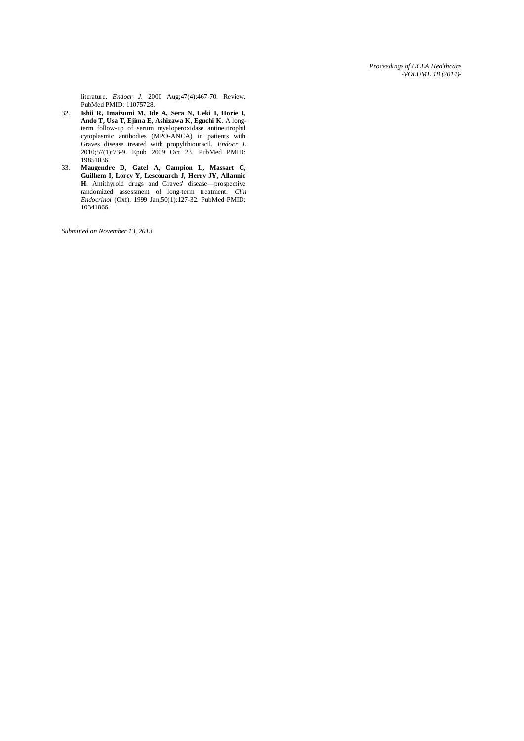literature. *Endocr J*. 2000 Aug;47(4):467-70. Review. PubMed PMID: 11075728.

32. **Ishii R, Imaizumi M, Ide A, Sera N, Ueki I, Horie I, Ando T, Usa T, Ejima E, Ashizawa K, Eguchi K**. A long-term follow-up of serum myeloperoxidase antineutrophil cytoplasmic antibodies (MPO-ANCA) in patients with Graves disease treated with propylthiouracil. *Endocr J*. 2010;57(1):73-9. Epub 2009 Oct 23. PubMed PMID: 19851036.
33. **Maugendre D, Gatel A, Campion L, Massart C, Guilhem I, Lorcy Y, Lescouarch J, Herry JY, Allannic H**. Antithyroid drugs and Graves' disease—prospective randomized assessment of long-term treatment. *Clin Endocrinol* (Oxf). 1999 Jan;50(1):127-32. PubMed PMID: 10341866.

*Submitted on November 13, 2013*